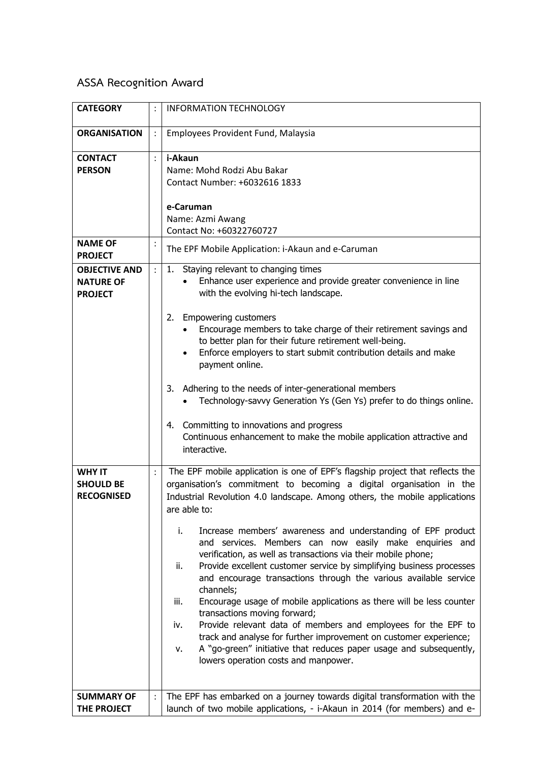## ASSA Recognition Award

| | | |
|---|---|---|
| **CATEGORY** | : | INFORMATION TECHNOLOGY |
| **ORGANISATION** | : | Employees Provident Fund, Malaysia |
| **CONTACT PERSON** | : | **i-Akaun**<br>Name: Mohd Rodzi Abu Bakar<br>Contact Number: +6032616 1833<br><br>**e-Caruman**<br>Name: Azmi Awang<br>Contact No: +60322760727 |
| **NAME OF PROJECT** | : | The EPF Mobile Application: i-Akaun and e-Caruman |
| **OBJECTIVE AND NATURE OF PROJECT** | : | 1. Staying relevant to changing times<br>• Enhance user experience and provide greater convenience in line with the evolving hi-tech landscape.<br><br>2. Empowering customers<br>• Encourage members to take charge of their retirement savings and to better plan for their future retirement well-being.<br>• Enforce employers to start submit contribution details and make payment online.<br><br>3. Adhering to the needs of inter-generational members<br>• Technology-savvy Generation Ys (Gen Ys) prefer to do things online.<br><br>4. Committing to innovations and progress<br>Continuous enhancement to make the mobile application attractive and interactive. |
| **WHY IT SHOULD BE RECOGNISED** | : | The EPF mobile application is one of EPF's flagship project that reflects the organisation's commitment to becoming a digital organisation in the Industrial Revolution 4.0 landscape. Among others, the mobile applications are able to:<br><br>i. Increase members' awareness and understanding of EPF product and services. Members can now easily make enquiries and verification, as well as transactions via their mobile phone;<br>ii. Provide excellent customer service by simplifying business processes and encourage transactions through the various available service channels;<br>iii. Encourage usage of mobile applications as there will be less counter transactions moving forward;<br>iv. Provide relevant data of members and employees for the EPF to track and analyse for further improvement on customer experience;<br>v. A "go-green" initiative that reduces paper usage and subsequently, lowers operation costs and manpower. |
| **SUMMARY OF THE PROJECT** | : | The EPF has embarked on a journey towards digital transformation with the launch of two mobile applications, - i-Akaun in 2014 (for members) and e- |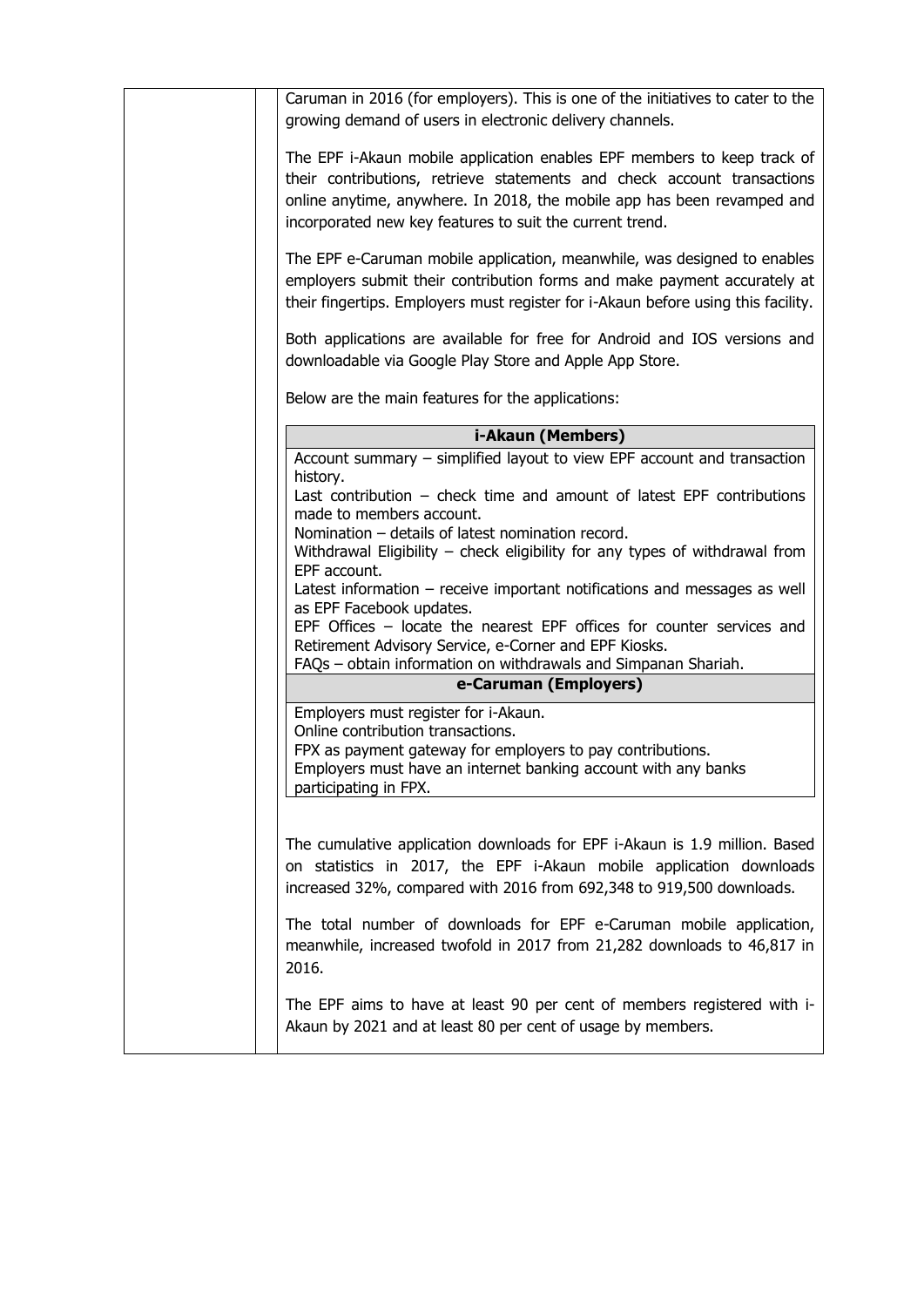Caruman in 2016 (for employers). This is one of the initiatives to cater to the growing demand of users in electronic delivery channels.

The EPF i-Akaun mobile application enables EPF members to keep track of their contributions, retrieve statements and check account transactions online anytime, anywhere. In 2018, the mobile app has been revamped and incorporated new key features to suit the current trend.

The EPF e-Caruman mobile application, meanwhile, was designed to enables employers submit their contribution forms and make payment accurately at their fingertips. Employers must register for i-Akaun before using this facility.

Both applications are available for free for Android and IOS versions and downloadable via Google Play Store and Apple App Store.

Below are the main features for the applications:

| i-Akaun (Members) |
|---|
| Account summary – simplified layout to view EPF account and transaction history.<br>Last contribution – check time and amount of latest EPF contributions made to members account.<br>Nomination – details of latest nomination record.<br>Withdrawal Eligibility – check eligibility for any types of withdrawal from EPF account.<br>Latest information – receive important notifications and messages as well as EPF Facebook updates.<br>EPF Offices – locate the nearest EPF offices for counter services and Retirement Advisory Service, e-Corner and EPF Kiosks.<br>FAQs – obtain information on withdrawals and Simpanan Shariah. |
| **e-Caruman (Employers)** |
| Employers must register for i-Akaun.<br>Online contribution transactions.<br>FPX as payment gateway for employers to pay contributions.<br>Employers must have an internet banking account with any banks participating in FPX. |

The cumulative application downloads for EPF i-Akaun is 1.9 million. Based on statistics in 2017, the EPF i-Akaun mobile application downloads increased 32%, compared with 2016 from 692,348 to 919,500 downloads.

The total number of downloads for EPF e-Caruman mobile application, meanwhile, increased twofold in 2017 from 21,282 downloads to 46,817 in 2016.

The EPF aims to have at least 90 per cent of members registered with i-Akaun by 2021 and at least 80 per cent of usage by members.